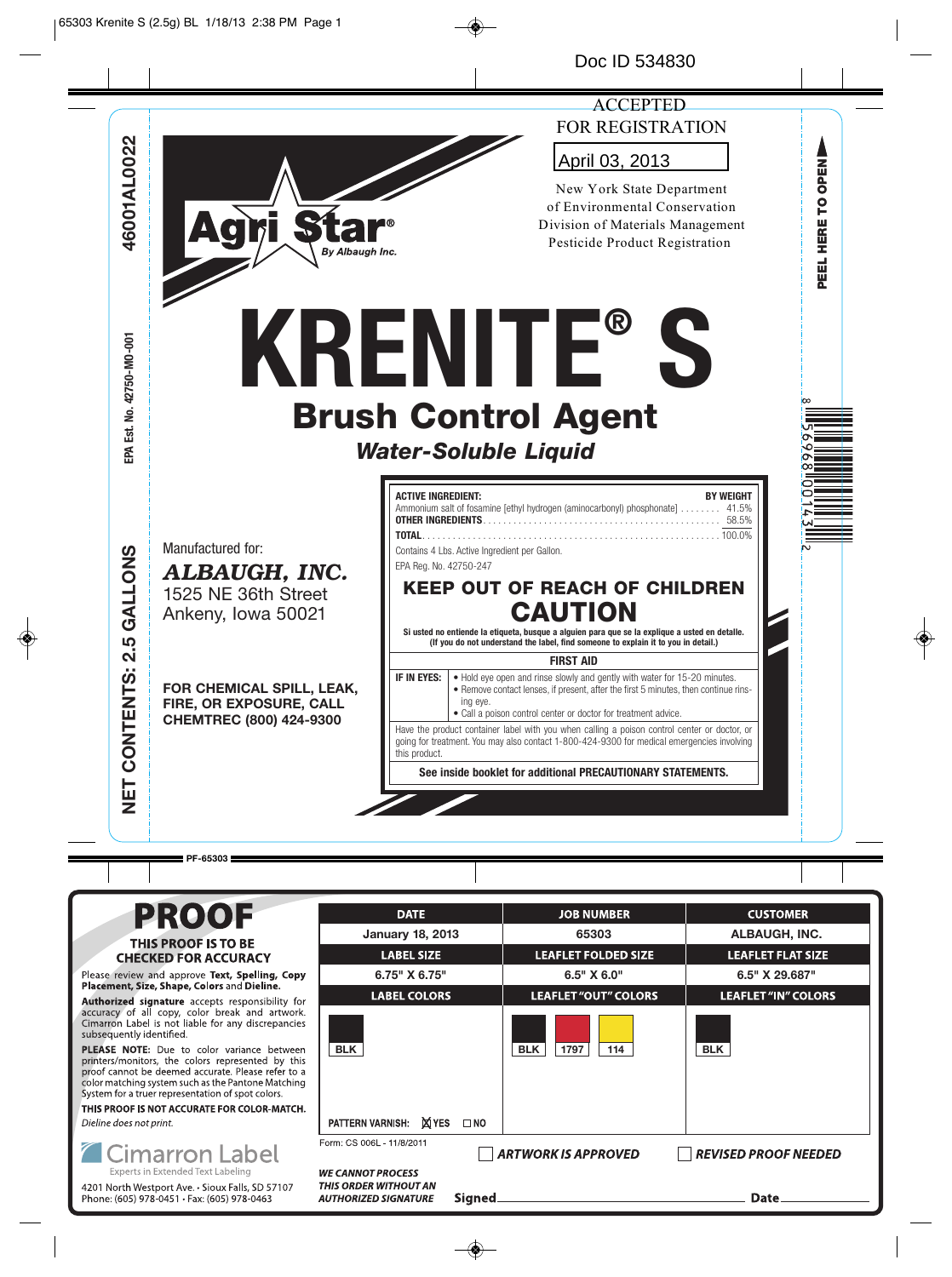Doc ID 534830

ACCEPTED
FOR REGISTRATION

April 03, 2013

New York State Department
of Environmental Conservation
Division of Materials Management
Pesticide Product Registration

46001AL0022

EPA Est. No. 42750-MO-001

NET CONTENTS: 2.5 GALLONS

PEEL HERE TO OPEN

Agri Star® By Albaugh Inc.

# KRENITE® S

## Brush Control Agent

### *Water-Soluble Liquid*

| ACTIVE INGREDIENT: | BY WEIGHT |
|---|---|
| Ammonium salt of fosamine [ethyl hydrogen (aminocarbonyl) phosphonate] | 41.5% |
| OTHER INGREDIENTS | 58.5% |
| TOTAL | 100.0% |

Contains 4 Lbs. Active Ingredient per Gallon.

EPA Reg. No. 42750-247

Manufactured for:
***ALBAUGH, INC.***
1525 NE 36th Street
Ankeny, Iowa 50021

**FOR CHEMICAL SPILL, LEAK, FIRE, OR EXPOSURE, CALL CHEMTREC (800) 424-9300**

## KEEP OUT OF REACH OF CHILDREN
## CAUTION

**Si usted no entiende la etiqueta, busque a alguien para que se la explique a usted en detalle. (If you do not understand the label, find someone to explain it to you in detail.)**

**FIRST AID**

| | |
|---|---|
| **IF IN EYES:** | • Hold eye open and rinse slowly and gently with water for 15-20 minutes.<br>• Remove contact lenses, if present, after the first 5 minutes, then continue rinsing eye.<br>• Call a poison control center or doctor for treatment advice. |

Have the product container label with you when calling a poison control center or doctor, or going for treatment. You may also contact 1-800-424-9300 for medical emergencies involving this product.

**See inside booklet for additional PRECAUTIONARY STATEMENTS.**

PF-65303

# PROOF

**THIS PROOF IS TO BE CHECKED FOR ACCURACY**

Please review and approve **Text, Spelling, Copy Placement, Size, Shape, Colors** and **Dieline.**

**Authorized signature** accepts responsibility for accuracy of all copy, color break and artwork. Cimarron Label is not liable for any discrepancies subsequently identified.

**PLEASE NOTE:** Due to color variance between printers/monitors, the colors represented by this proof cannot be deemed accurate. Please refer to a color matching system such as the Pantone Matching System for a truer representation of spot colors.

**THIS PROOF IS NOT ACCURATE FOR COLOR-MATCH.**

*Dieline does not print.*

Cimarron Label
Experts in Extended Text Labeling
4201 North Westport Ave. • Sioux Falls, SD 57107
Phone: (605) 978-0451 • Fax: (605) 978-0463

| DATE | JOB NUMBER | CUSTOMER |
|---|---|---|
| January 18, 2013 | 65303 | ALBAUGH, INC. |
| **LABEL SIZE** | **LEAFLET FOLDED SIZE** | **LEAFLET FLAT SIZE** |
| 6.75" X 6.75" | 6.5" X 6.0" | 6.5" X 29.687" |
| **LABEL COLORS** | **LEAFLET "OUT" COLORS** | **LEAFLET "IN" COLORS** |
| BLK | BLK 1797 114 | BLK |

PATTERN VARNISH: ☒ YES ☐ NO

Form: CS 006L - 11/8/2011

☐ ***ARTWORK IS APPROVED*** ☐ ***REVISED PROOF NEEDED***

***WE CANNOT PROCESS THIS ORDER WITHOUT AN AUTHORIZED SIGNATURE***

**Signed**\_\_\_\_\_\_\_\_\_\_\_\_\_\_\_\_ **Date**\_\_\_\_\_\_\_\_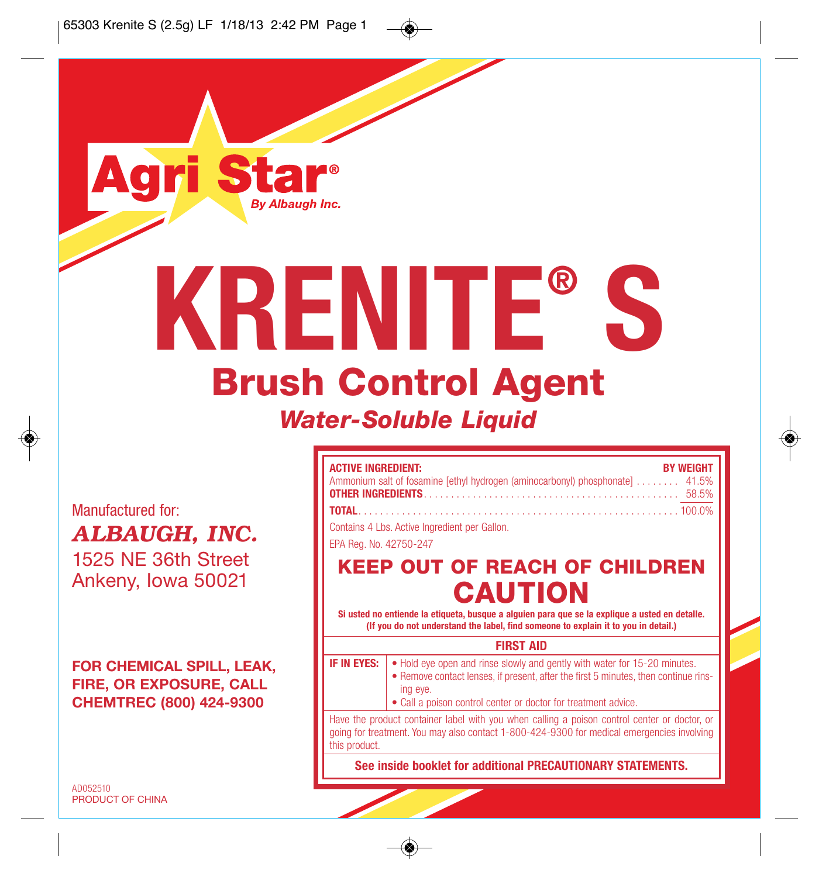Agri Star®

*By Albaugh Inc.*

# KRENITE® S

## Brush Control Agent

***Water-Soluble Liquid***

Manufactured for:

***ALBAUGH, INC.***

1525 NE 36th Street
Ankeny, Iowa 50021

**FOR CHEMICAL SPILL, LEAK, FIRE, OR EXPOSURE, CALL CHEMTREC (800) 424-9300**

| ACTIVE INGREDIENT: | BY WEIGHT |
|---|---|
| Ammonium salt of fosamine [ethyl hydrogen (aminocarbonyl) phosphonate] | 41.5% |
| **OTHER INGREDIENTS** | 58.5% |
| **TOTAL** | 100.0% |

Contains 4 Lbs. Active Ingredient per Gallon.

EPA Reg. No. 42750-247

## KEEP OUT OF REACH OF CHILDREN

# CAUTION

**Si usted no entiende la etiqueta, busque a alguien para que se la explique a usted en detalle.**
**(If you do not understand the label, find someone to explain it to you in detail.)**

### FIRST AID

**IF IN EYES:**

- Hold eye open and rinse slowly and gently with water for 15-20 minutes.
- Remove contact lenses, if present, after the first 5 minutes, then continue rinsing eye.
- Call a poison control center or doctor for treatment advice.

Have the product container label with you when calling a poison control center or doctor, or going for treatment. You may also contact 1-800-424-9300 for medical emergencies involving this product.

**See inside booklet for additional PRECAUTIONARY STATEMENTS.**

AD052510
PRODUCT OF CHINA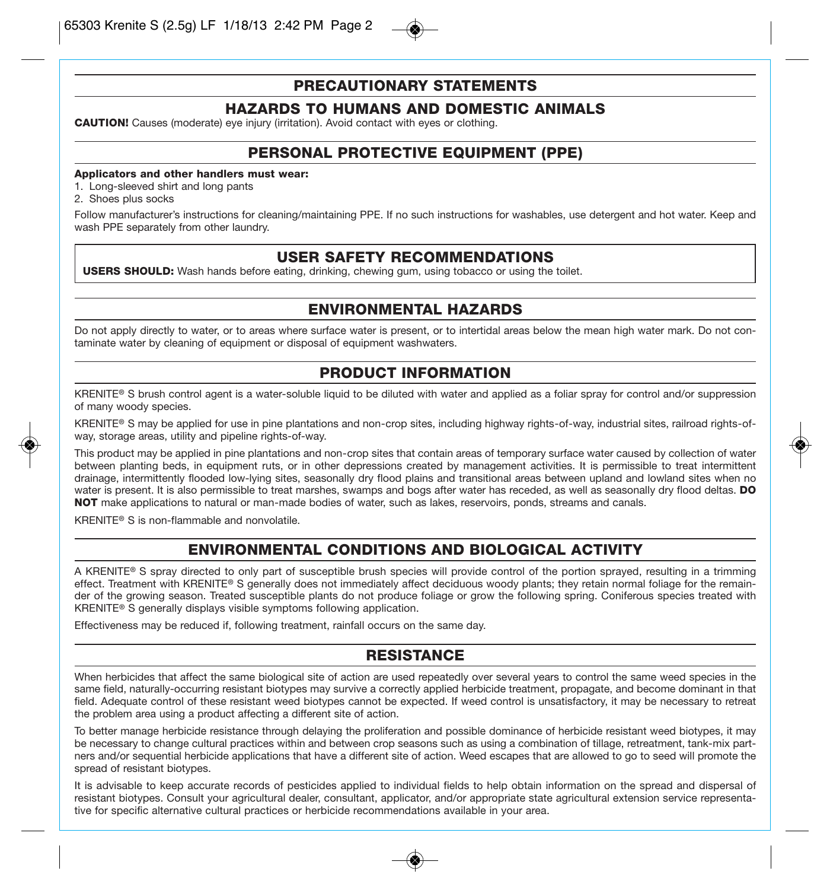## PRECAUTIONARY STATEMENTS

## HAZARDS TO HUMANS AND DOMESTIC ANIMALS

**CAUTION!** Causes (moderate) eye injury (irritation). Avoid contact with eyes or clothing.

## PERSONAL PROTECTIVE EQUIPMENT (PPE)

**Applicators and other handlers must wear:**

1. Long-sleeved shirt and long pants
2. Shoes plus socks

Follow manufacturer's instructions for cleaning/maintaining PPE. If no such instructions for washables, use detergent and hot water. Keep and wash PPE separately from other laundry.

## USER SAFETY RECOMMENDATIONS

**USERS SHOULD:** Wash hands before eating, drinking, chewing gum, using tobacco or using the toilet.

## ENVIRONMENTAL HAZARDS

Do not apply directly to water, or to areas where surface water is present, or to intertidal areas below the mean high water mark. Do not contaminate water by cleaning of equipment or disposal of equipment washwaters.

## PRODUCT INFORMATION

KRENITE® S brush control agent is a water-soluble liquid to be diluted with water and applied as a foliar spray for control and/or suppression of many woody species.

KRENITE® S may be applied for use in pine plantations and non-crop sites, including highway rights-of-way, industrial sites, railroad rights-of-way, storage areas, utility and pipeline rights-of-way.

This product may be applied in pine plantations and non-crop sites that contain areas of temporary surface water caused by collection of water between planting beds, in equipment ruts, or in other depressions created by management activities. It is permissible to treat intermittent drainage, intermittently flooded low-lying sites, seasonally dry flood plains and transitional areas between upland and lowland sites when no water is present. It is also permissible to treat marshes, swamps and bogs after water has receded, as well as seasonally dry flood deltas. **DO NOT** make applications to natural or man-made bodies of water, such as lakes, reservoirs, ponds, streams and canals.

KRENITE® S is non-flammable and nonvolatile.

## ENVIRONMENTAL CONDITIONS AND BIOLOGICAL ACTIVITY

A KRENITE® S spray directed to only part of susceptible brush species will provide control of the portion sprayed, resulting in a trimming effect. Treatment with KRENITE® S generally does not immediately affect deciduous woody plants; they retain normal foliage for the remainder of the growing season. Treated susceptible plants do not produce foliage or grow the following spring. Coniferous species treated with KRENITE® S generally displays visible symptoms following application.

Effectiveness may be reduced if, following treatment, rainfall occurs on the same day.

## RESISTANCE

When herbicides that affect the same biological site of action are used repeatedly over several years to control the same weed species in the same field, naturally-occurring resistant biotypes may survive a correctly applied herbicide treatment, propagate, and become dominant in that field. Adequate control of these resistant weed biotypes cannot be expected. If weed control is unsatisfactory, it may be necessary to retreat the problem area using a product affecting a different site of action.

To better manage herbicide resistance through delaying the proliferation and possible dominance of herbicide resistant weed biotypes, it may be necessary to change cultural practices within and between crop seasons such as using a combination of tillage, retreatment, tank-mix partners and/or sequential herbicide applications that have a different site of action. Weed escapes that are allowed to go to seed will promote the spread of resistant biotypes.

It is advisable to keep accurate records of pesticides applied to individual fields to help obtain information on the spread and dispersal of resistant biotypes. Consult your agricultural dealer, consultant, applicator, and/or appropriate state agricultural extension service representative for specific alternative cultural practices or herbicide recommendations available in your area.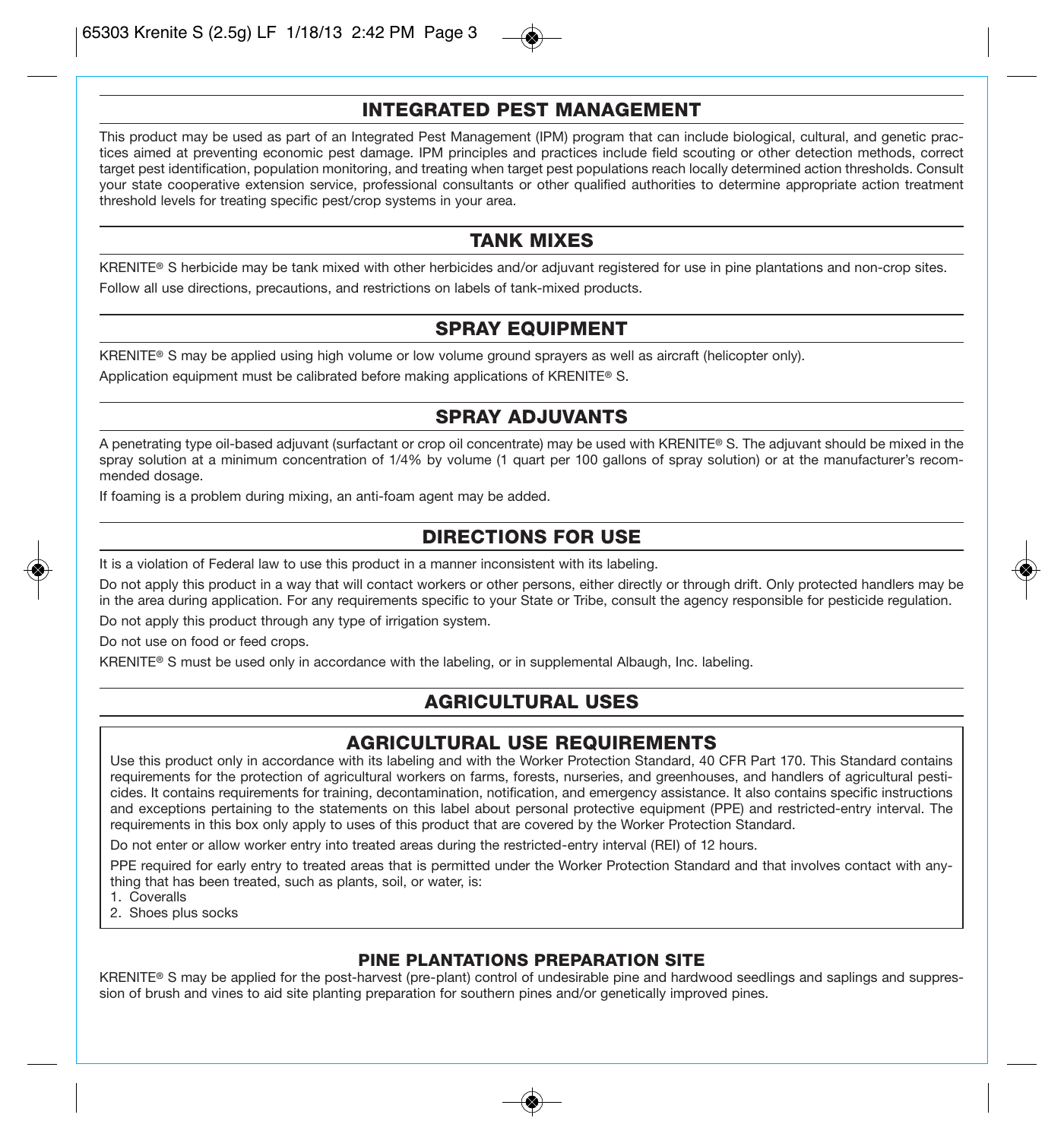## INTEGRATED PEST MANAGEMENT

This product may be used as part of an Integrated Pest Management (IPM) program that can include biological, cultural, and genetic practices aimed at preventing economic pest damage. IPM principles and practices include field scouting or other detection methods, correct target pest identification, population monitoring, and treating when target pest populations reach locally determined action thresholds. Consult your state cooperative extension service, professional consultants or other qualified authorities to determine appropriate action treatment threshold levels for treating specific pest/crop systems in your area.

## TANK MIXES

KRENITE® S herbicide may be tank mixed with other herbicides and/or adjuvant registered for use in pine plantations and non-crop sites.

Follow all use directions, precautions, and restrictions on labels of tank-mixed products.

## SPRAY EQUIPMENT

KRENITE® S may be applied using high volume or low volume ground sprayers as well as aircraft (helicopter only).

Application equipment must be calibrated before making applications of KRENITE® S.

## SPRAY ADJUVANTS

A penetrating type oil-based adjuvant (surfactant or crop oil concentrate) may be used with KRENITE® S. The adjuvant should be mixed in the spray solution at a minimum concentration of 1/4% by volume (1 quart per 100 gallons of spray solution) or at the manufacturer's recommended dosage.

If foaming is a problem during mixing, an anti-foam agent may be added.

## DIRECTIONS FOR USE

It is a violation of Federal law to use this product in a manner inconsistent with its labeling.

Do not apply this product in a way that will contact workers or other persons, either directly or through drift. Only protected handlers may be in the area during application. For any requirements specific to your State or Tribe, consult the agency responsible for pesticide regulation.

Do not apply this product through any type of irrigation system.

Do not use on food or feed crops.

KRENITE® S must be used only in accordance with the labeling, or in supplemental Albaugh, Inc. labeling.

## AGRICULTURAL USES

### AGRICULTURAL USE REQUIREMENTS

Use this product only in accordance with its labeling and with the Worker Protection Standard, 40 CFR Part 170. This Standard contains requirements for the protection of agricultural workers on farms, forests, nurseries, and greenhouses, and handlers of agricultural pesticides. It contains requirements for training, decontamination, notification, and emergency assistance. It also contains specific instructions and exceptions pertaining to the statements on this label about personal protective equipment (PPE) and restricted-entry interval. The requirements in this box only apply to uses of this product that are covered by the Worker Protection Standard.

Do not enter or allow worker entry into treated areas during the restricted-entry interval (REI) of 12 hours.

PPE required for early entry to treated areas that is permitted under the Worker Protection Standard and that involves contact with anything that has been treated, such as plants, soil, or water, is:

1. Coveralls
2. Shoes plus socks

### PINE PLANTATIONS PREPARATION SITE

KRENITE® S may be applied for the post-harvest (pre-plant) control of undesirable pine and hardwood seedlings and saplings and suppression of brush and vines to aid site planting preparation for southern pines and/or genetically improved pines.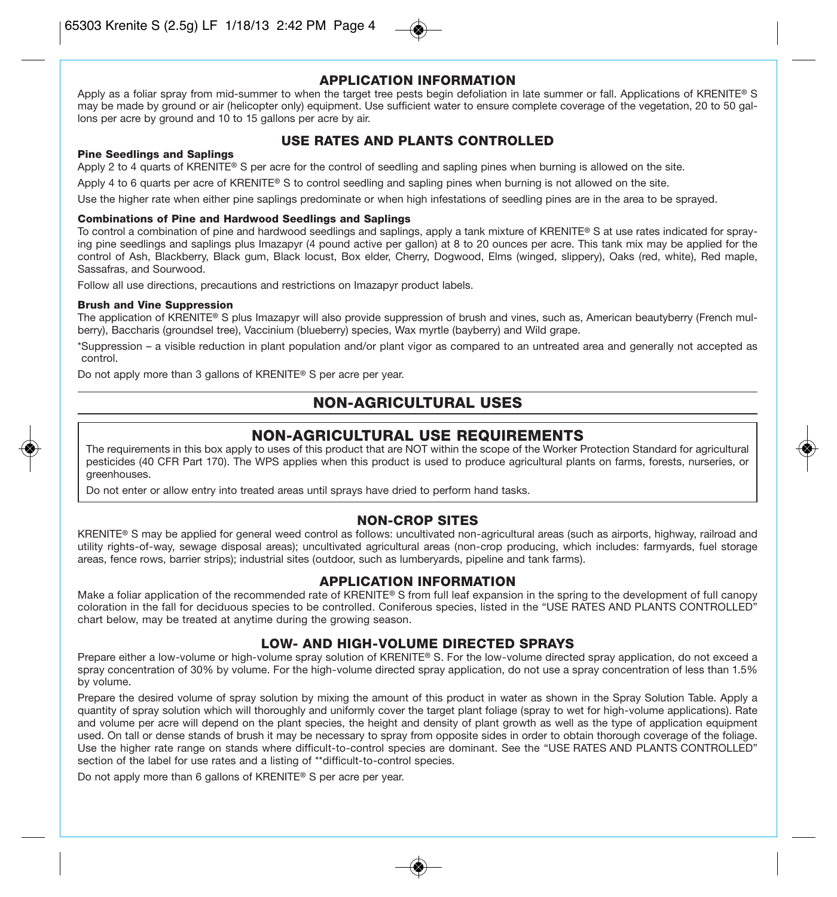## APPLICATION INFORMATION

Apply as a foliar spray from mid-summer to when the target tree pests begin defoliation in late summer or fall. Applications of KRENITE® S may be made by ground or air (helicopter only) equipment. Use sufficient water to ensure complete coverage of the vegetation, 20 to 50 gallons per acre by ground and 10 to 15 gallons per acre by air.

## USE RATES AND PLANTS CONTROLLED

**Pine Seedlings and Saplings**

Apply 2 to 4 quarts of KRENITE® S per acre for the control of seedling and sapling pines when burning is allowed on the site.

Apply 4 to 6 quarts per acre of KRENITE® S to control seedling and sapling pines when burning is not allowed on the site.

Use the higher rate when either pine saplings predominate or when high infestations of seedling pines are in the area to be sprayed.

**Combinations of Pine and Hardwood Seedlings and Saplings**

To control a combination of pine and hardwood seedlings and saplings, apply a tank mixture of KRENITE® S at use rates indicated for spraying pine seedlings and saplings plus Imazapyr (4 pound active per gallon) at 8 to 20 ounces per acre. This tank mix may be applied for the control of Ash, Blackberry, Black gum, Black locust, Box elder, Cherry, Dogwood, Elms (winged, slippery), Oaks (red, white), Red maple, Sassafras, and Sourwood.

Follow all use directions, precautions and restrictions on Imazapyr product labels.

**Brush and Vine Suppression**

The application of KRENITE® S plus Imazapyr will also provide suppression of brush and vines, such as, American beautyberry (French mulberry), Baccharis (groundsel tree), Vaccinium (blueberry) species, Wax myrtle (bayberry) and Wild grape.

*Suppression – a visible reduction in plant population and/or plant vigor as compared to an untreated area and generally not accepted as control.

Do not apply more than 3 gallons of KRENITE® S per acre per year.

# NON-AGRICULTURAL USES

## NON-AGRICULTURAL USE REQUIREMENTS

The requirements in this box apply to uses of this product that are NOT within the scope of the Worker Protection Standard for agricultural pesticides (40 CFR Part 170). The WPS applies when this product is used to produce agricultural plants on farms, forests, nurseries, or greenhouses.

Do not enter or allow entry into treated areas until sprays have dried to perform hand tasks.

## NON-CROP SITES

KRENITE® S may be applied for general weed control as follows: uncultivated non-agricultural areas (such as airports, highway, railroad and utility rights-of-way, sewage disposal areas); uncultivated agricultural areas (non-crop producing, which includes: farmyards, fuel storage areas, fence rows, barrier strips); industrial sites (outdoor, such as lumberyards, pipeline and tank farms).

## APPLICATION INFORMATION

Make a foliar application of the recommended rate of KRENITE® S from full leaf expansion in the spring to the development of full canopy coloration in the fall for deciduous species to be controlled. Coniferous species, listed in the "USE RATES AND PLANTS CONTROLLED" chart below, may be treated at anytime during the growing season.

## LOW- AND HIGH-VOLUME DIRECTED SPRAYS

Prepare either a low-volume or high-volume spray solution of KRENITE® S. For the low-volume directed spray application, do not exceed a spray concentration of 30% by volume. For the high-volume directed spray application, do not use a spray concentration of less than 1.5% by volume.

Prepare the desired volume of spray solution by mixing the amount of this product in water as shown in the Spray Solution Table. Apply a quantity of spray solution which will thoroughly and uniformly cover the target plant foliage (spray to wet for high-volume applications). Rate and volume per acre will depend on the plant species, the height and density of plant growth as well as the type of application equipment used. On tall or dense stands of brush it may be necessary to spray from opposite sides in order to obtain thorough coverage of the foliage. Use the higher rate range on stands where difficult-to-control species are dominant. See the "USE RATES AND PLANTS CONTROLLED" section of the label for use rates and a listing of **difficult-to-control species.

Do not apply more than 6 gallons of KRENITE® S per acre per year.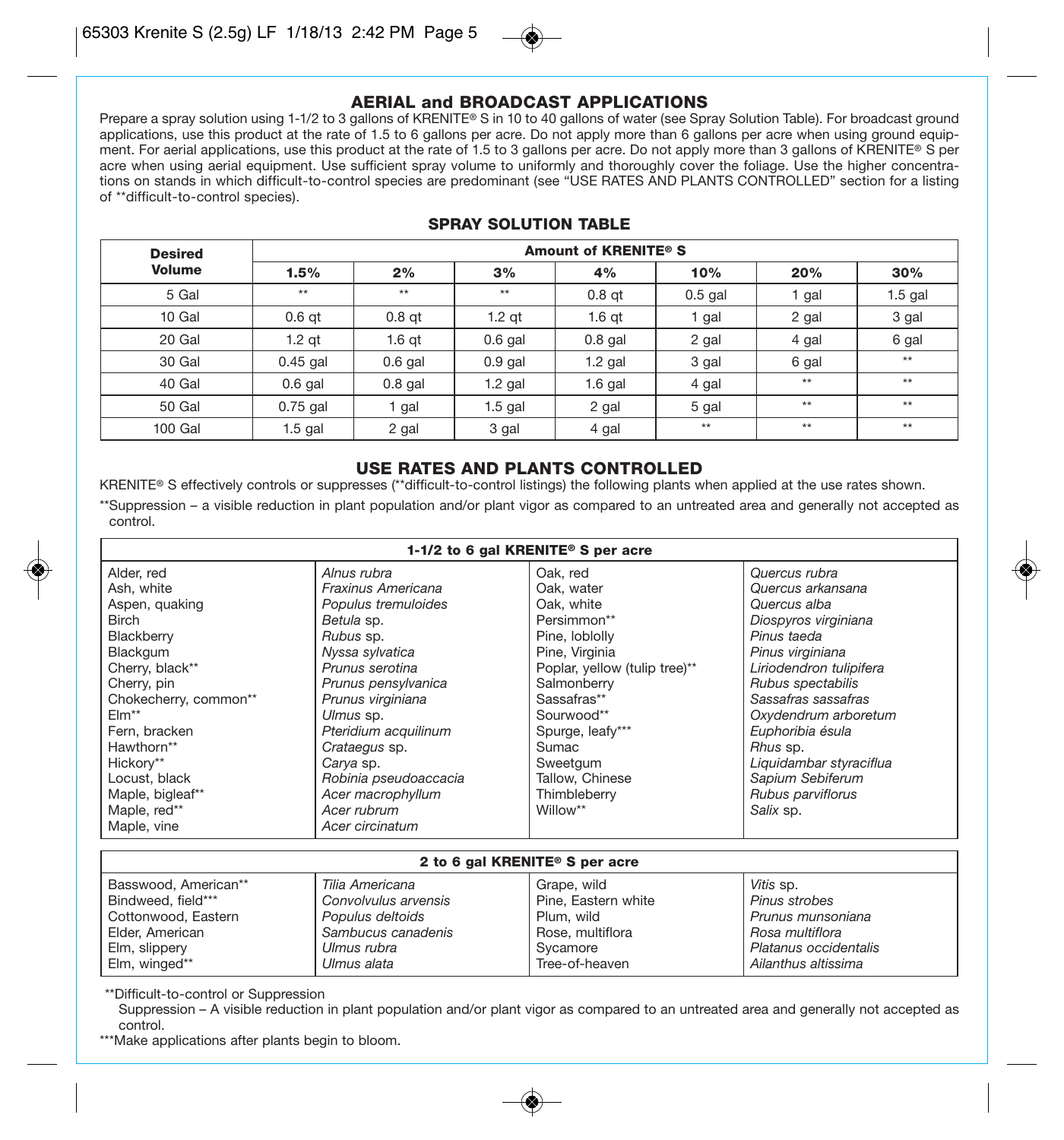## AERIAL and BROADCAST APPLICATIONS

Prepare a spray solution using 1-1/2 to 3 gallons of KRENITE® S in 10 to 40 gallons of water (see Spray Solution Table). For broadcast ground applications, use this product at the rate of 1.5 to 6 gallons per acre. Do not apply more than 6 gallons per acre when using ground equipment. For aerial applications, use this product at the rate of 1.5 to 3 gallons per acre. Do not apply more than 3 gallons of KRENITE® S per acre when using aerial equipment. Use sufficient spray volume to uniformly and thoroughly cover the foliage. Use the higher concentrations on stands in which difficult-to-control species are predominant (see "USE RATES AND PLANTS CONTROLLED" section for a listing of **difficult-to-control species).

### SPRAY SOLUTION TABLE

| Desired Volume | Amount of KRENITE® S | | | | | | |
|---|---|---|---|---|---|---|---|
| | 1.5% | 2% | 3% | 4% | 10% | 20% | 30% |
| 5 Gal | ** | ** | ** | 0.8 qt | 0.5 gal | 1 gal | 1.5 gal |
| 10 Gal | 0.6 qt | 0.8 qt | 1.2 qt | 1.6 qt | 1 gal | 2 gal | 3 gal |
| 20 Gal | 1.2 qt | 1.6 qt | 0.6 gal | 0.8 gal | 2 gal | 4 gal | 6 gal |
| 30 Gal | 0.45 gal | 0.6 gal | 0.9 gal | 1.2 gal | 3 gal | 6 gal | ** |
| 40 Gal | 0.6 gal | 0.8 gal | 1.2 gal | 1.6 gal | 4 gal | ** | ** |
| 50 Gal | 0.75 gal | 1 gal | 1.5 gal | 2 gal | 5 gal | ** | ** |
| 100 Gal | 1.5 gal | 2 gal | 3 gal | 4 gal | ** | ** | ** |

## USE RATES AND PLANTS CONTROLLED

KRENITE® S effectively controls or suppresses (**difficult-to-control listings) the following plants when applied at the use rates shown.

**Suppression – a visible reduction in plant population and/or plant vigor as compared to an untreated area and generally not accepted as control.

| 1-1/2 to 6 gal KRENITE® S per acre | | | |
|---|---|---|---|
| Alder, red | *Alnus rubra* | Oak, red | *Quercus rubra* |
| Ash, white | *Fraxinus Americana* | Oak, water | *Quercus arkansana* |
| Aspen, quaking | *Populus tremuloides* | Oak, white | *Quercus alba* |
| Birch | *Betula* sp. | Persimmon** | *Diospyros virginiana* |
| Blackberry | *Rubus* sp. | Pine, loblolly | *Pinus taeda* |
| Blackgum | *Nyssa sylvatica* | Pine, Virginia | *Pinus virginiana* |
| Cherry, black** | *Prunus serotina* | Poplar, yellow (tulip tree)** | *Liriodendron tulipifera* |
| Cherry, pin | *Prunus pensylvanica* | Salmonberry | *Rubus spectabilis* |
| Chokecherry, common** | *Prunus virginiana* | Sassafras** | *Sassafras sassafras* |
| Elm** | *Ulmus* sp. | Sourwood** | *Oxydendrum arboretum* |
| Fern, bracken | *Pteridium acquilinum* | Spurge, leafy*** | *Euphoribia ésula* |
| Hawthorn** | *Crataegus* sp. | Sumac | *Rhus* sp. |
| Hickory** | *Carya* sp. | Sweetgum | *Liquidambar styraciflua* |
| Locust, black | *Robinia pseudoaccacia* | Tallow, Chinese | *Sapium Sebiferum* |
| Maple, bigleaf** | *Acer macrophyllum* | Thimbleberry | *Rubus parviflorus* |
| Maple, red** | *Acer rubrum* | Willow** | *Salix* sp. |
| Maple, vine | *Acer circinatum* | | |

| 2 to 6 gal KRENITE® S per acre | | | |
|---|---|---|---|
| Basswood, American** | *Tilia Americana* | Grape, wild | *Vitis* sp. |
| Bindweed, field*** | *Convolvulus arvensis* | Pine, Eastern white | *Pinus strobes* |
| Cottonwood, Eastern | *Populus deltoids* | Plum, wild | *Prunus munsoniana* |
| Elder, American | *Sambucus canadenis* | Rose, multiflora | *Rosa multiflora* |
| Elm, slippery | *Ulmus rubra* | Sycamore | *Platanus occidentalis* |
| Elm, winged** | *Ulmus alata* | Tree-of-heaven | *Ailanthus altissima* |

**Difficult-to-control or Suppression

Suppression – A visible reduction in plant population and/or plant vigor as compared to an untreated area and generally not accepted as control.

***Make applications after plants begin to bloom.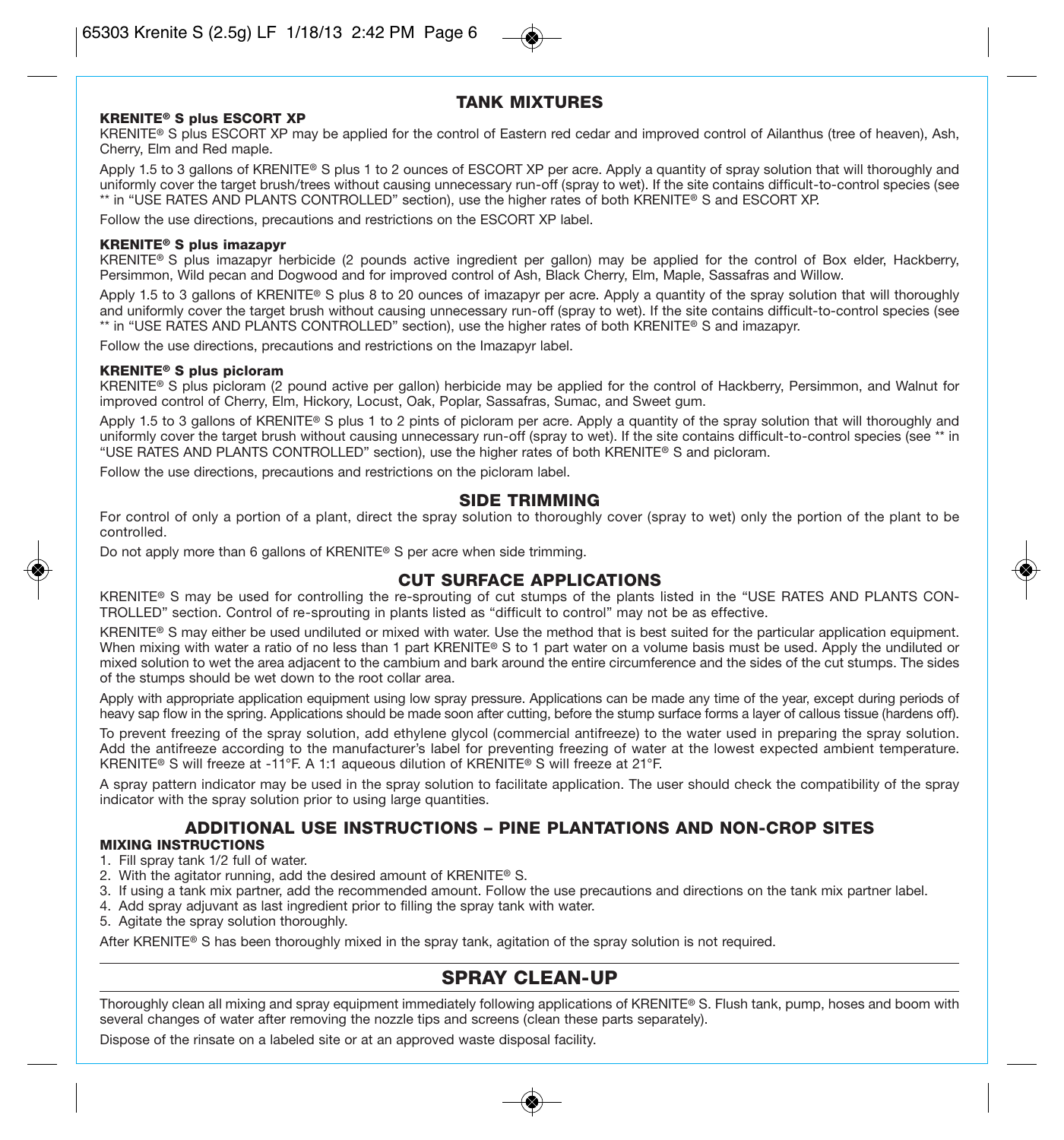## TANK MIXTURES

**KRENITE® S plus ESCORT XP**

KRENITE® S plus ESCORT XP may be applied for the control of Eastern red cedar and improved control of Ailanthus (tree of heaven), Ash, Cherry, Elm and Red maple.

Apply 1.5 to 3 gallons of KRENITE® S plus 1 to 2 ounces of ESCORT XP per acre. Apply a quantity of spray solution that will thoroughly and uniformly cover the target brush/trees without causing unnecessary run-off (spray to wet). If the site contains difficult-to-control species (see ** in "USE RATES AND PLANTS CONTROLLED" section), use the higher rates of both KRENITE® S and ESCORT XP.

Follow the use directions, precautions and restrictions on the ESCORT XP label.

**KRENITE® S plus imazapyr**

KRENITE® S plus imazapyr herbicide (2 pounds active ingredient per gallon) may be applied for the control of Box elder, Hackberry, Persimmon, Wild pecan and Dogwood and for improved control of Ash, Black Cherry, Elm, Maple, Sassafras and Willow.

Apply 1.5 to 3 gallons of KRENITE® S plus 8 to 20 ounces of imazapyr per acre. Apply a quantity of the spray solution that will thoroughly and uniformly cover the target brush without causing unnecessary run-off (spray to wet). If the site contains difficult-to-control species (see ** in "USE RATES AND PLANTS CONTROLLED" section), use the higher rates of both KRENITE® S and imazapyr.

Follow the use directions, precautions and restrictions on the Imazapyr label.

**KRENITE® S plus picloram**

KRENITE® S plus picloram (2 pound active per gallon) herbicide may be applied for the control of Hackberry, Persimmon, and Walnut for improved control of Cherry, Elm, Hickory, Locust, Oak, Poplar, Sassafras, Sumac, and Sweet gum.

Apply 1.5 to 3 gallons of KRENITE® S plus 1 to 2 pints of picloram per acre. Apply a quantity of the spray solution that will thoroughly and uniformly cover the target brush without causing unnecessary run-off (spray to wet). If the site contains difficult-to-control species (see ** in "USE RATES AND PLANTS CONTROLLED" section), use the higher rates of both KRENITE® S and picloram.

Follow the use directions, precautions and restrictions on the picloram label.

## SIDE TRIMMING

For control of only a portion of a plant, direct the spray solution to thoroughly cover (spray to wet) only the portion of the plant to be controlled.

Do not apply more than 6 gallons of KRENITE® S per acre when side trimming.

## CUT SURFACE APPLICATIONS

KRENITE® S may be used for controlling the re-sprouting of cut stumps of the plants listed in the "USE RATES AND PLANTS CONTROLLED" section. Control of re-sprouting in plants listed as "difficult to control" may not be as effective.

KRENITE® S may either be used undiluted or mixed with water. Use the method that is best suited for the particular application equipment. When mixing with water a ratio of no less than 1 part KRENITE® S to 1 part water on a volume basis must be used. Apply the undiluted or mixed solution to wet the area adjacent to the cambium and bark around the entire circumference and the sides of the cut stumps. The sides of the stumps should be wet down to the root collar area.

Apply with appropriate application equipment using low spray pressure. Applications can be made any time of the year, except during periods of heavy sap flow in the spring. Applications should be made soon after cutting, before the stump surface forms a layer of callous tissue (hardens off).

To prevent freezing of the spray solution, add ethylene glycol (commercial antifreeze) to the water used in preparing the spray solution. Add the antifreeze according to the manufacturer's label for preventing freezing of water at the lowest expected ambient temperature. KRENITE® S will freeze at -11°F. A 1:1 aqueous dilution of KRENITE® S will freeze at 21°F.

A spray pattern indicator may be used in the spray solution to facilitate application. The user should check the compatibility of the spray indicator with the spray solution prior to using large quantities.

## ADDITIONAL USE INSTRUCTIONS – PINE PLANTATIONS AND NON-CROP SITES

**MIXING INSTRUCTIONS**

1. Fill spray tank 1/2 full of water.
2. With the agitator running, add the desired amount of KRENITE® S.
3. If using a tank mix partner, add the recommended amount. Follow the use precautions and directions on the tank mix partner label.
4. Add spray adjuvant as last ingredient prior to filling the spray tank with water.
5. Agitate the spray solution thoroughly.

After KRENITE® S has been thoroughly mixed in the spray tank, agitation of the spray solution is not required.

## SPRAY CLEAN-UP

Thoroughly clean all mixing and spray equipment immediately following applications of KRENITE® S. Flush tank, pump, hoses and boom with several changes of water after removing the nozzle tips and screens (clean these parts separately).

Dispose of the rinsate on a labeled site or at an approved waste disposal facility.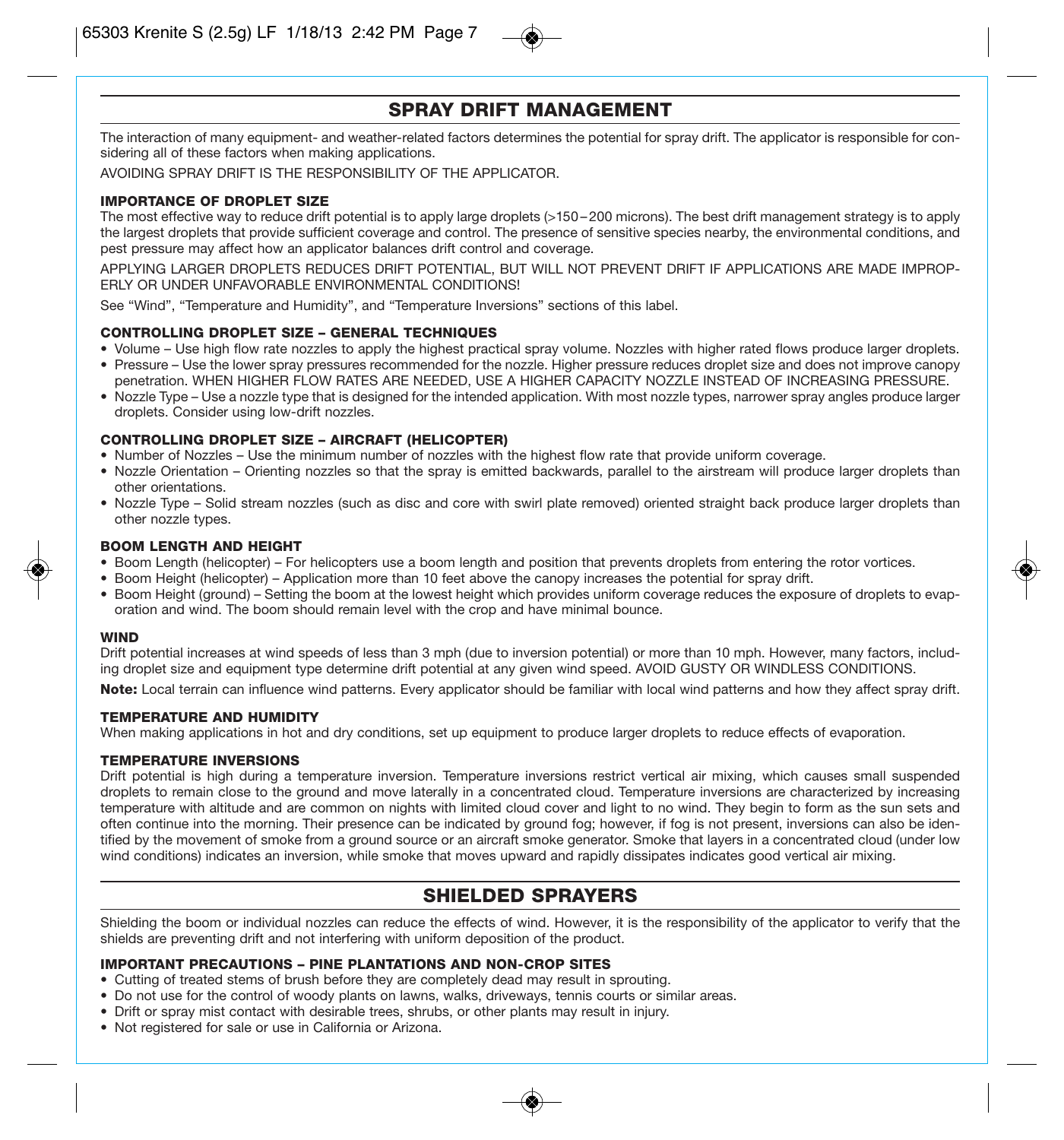# SPRAY DRIFT MANAGEMENT

The interaction of many equipment- and weather-related factors determines the potential for spray drift. The applicator is responsible for considering all of these factors when making applications.

AVOIDING SPRAY DRIFT IS THE RESPONSIBILITY OF THE APPLICATOR.

### IMPORTANCE OF DROPLET SIZE

The most effective way to reduce drift potential is to apply large droplets (>150–200 microns). The best drift management strategy is to apply the largest droplets that provide sufficient coverage and control. The presence of sensitive species nearby, the environmental conditions, and pest pressure may affect how an applicator balances drift control and coverage.

APPLYING LARGER DROPLETS REDUCES DRIFT POTENTIAL, BUT WILL NOT PREVENT DRIFT IF APPLICATIONS ARE MADE IMPROPERLY OR UNDER UNFAVORABLE ENVIRONMENTAL CONDITIONS!

See "Wind", "Temperature and Humidity", and "Temperature Inversions" sections of this label.

### CONTROLLING DROPLET SIZE – GENERAL TECHNIQUES

- Volume – Use high flow rate nozzles to apply the highest practical spray volume. Nozzles with higher rated flows produce larger droplets.
- Pressure – Use the lower spray pressures recommended for the nozzle. Higher pressure reduces droplet size and does not improve canopy penetration. WHEN HIGHER FLOW RATES ARE NEEDED, USE A HIGHER CAPACITY NOZZLE INSTEAD OF INCREASING PRESSURE.
- Nozzle Type – Use a nozzle type that is designed for the intended application. With most nozzle types, narrower spray angles produce larger droplets. Consider using low-drift nozzles.

### CONTROLLING DROPLET SIZE – AIRCRAFT (HELICOPTER)

- Number of Nozzles – Use the minimum number of nozzles with the highest flow rate that provide uniform coverage.
- Nozzle Orientation – Orienting nozzles so that the spray is emitted backwards, parallel to the airstream will produce larger droplets than other orientations.
- Nozzle Type – Solid stream nozzles (such as disc and core with swirl plate removed) oriented straight back produce larger droplets than other nozzle types.

### BOOM LENGTH AND HEIGHT

- Boom Length (helicopter) – For helicopters use a boom length and position that prevents droplets from entering the rotor vortices.
- Boom Height (helicopter) – Application more than 10 feet above the canopy increases the potential for spray drift.
- Boom Height (ground) – Setting the boom at the lowest height which provides uniform coverage reduces the exposure of droplets to evaporation and wind. The boom should remain level with the crop and have minimal bounce.

### WIND

Drift potential increases at wind speeds of less than 3 mph (due to inversion potential) or more than 10 mph. However, many factors, including droplet size and equipment type determine drift potential at any given wind speed. AVOID GUSTY OR WINDLESS CONDITIONS.

**Note:** Local terrain can influence wind patterns. Every applicator should be familiar with local wind patterns and how they affect spray drift.

### TEMPERATURE AND HUMIDITY

When making applications in hot and dry conditions, set up equipment to produce larger droplets to reduce effects of evaporation.

### TEMPERATURE INVERSIONS

Drift potential is high during a temperature inversion. Temperature inversions restrict vertical air mixing, which causes small suspended droplets to remain close to the ground and move laterally in a concentrated cloud. Temperature inversions are characterized by increasing temperature with altitude and are common on nights with limited cloud cover and light to no wind. They begin to form as the sun sets and often continue into the morning. Their presence can be indicated by ground fog; however, if fog is not present, inversions can also be identified by the movement of smoke from a ground source or an aircraft smoke generator. Smoke that layers in a concentrated cloud (under low wind conditions) indicates an inversion, while smoke that moves upward and rapidly dissipates indicates good vertical air mixing.

# SHIELDED SPRAYERS

Shielding the boom or individual nozzles can reduce the effects of wind. However, it is the responsibility of the applicator to verify that the shields are preventing drift and not interfering with uniform deposition of the product.

### IMPORTANT PRECAUTIONS – PINE PLANTATIONS AND NON-CROP SITES

- Cutting of treated stems of brush before they are completely dead may result in sprouting.
- Do not use for the control of woody plants on lawns, walks, driveways, tennis courts or similar areas.
- Drift or spray mist contact with desirable trees, shrubs, or other plants may result in injury.
- Not registered for sale or use in California or Arizona.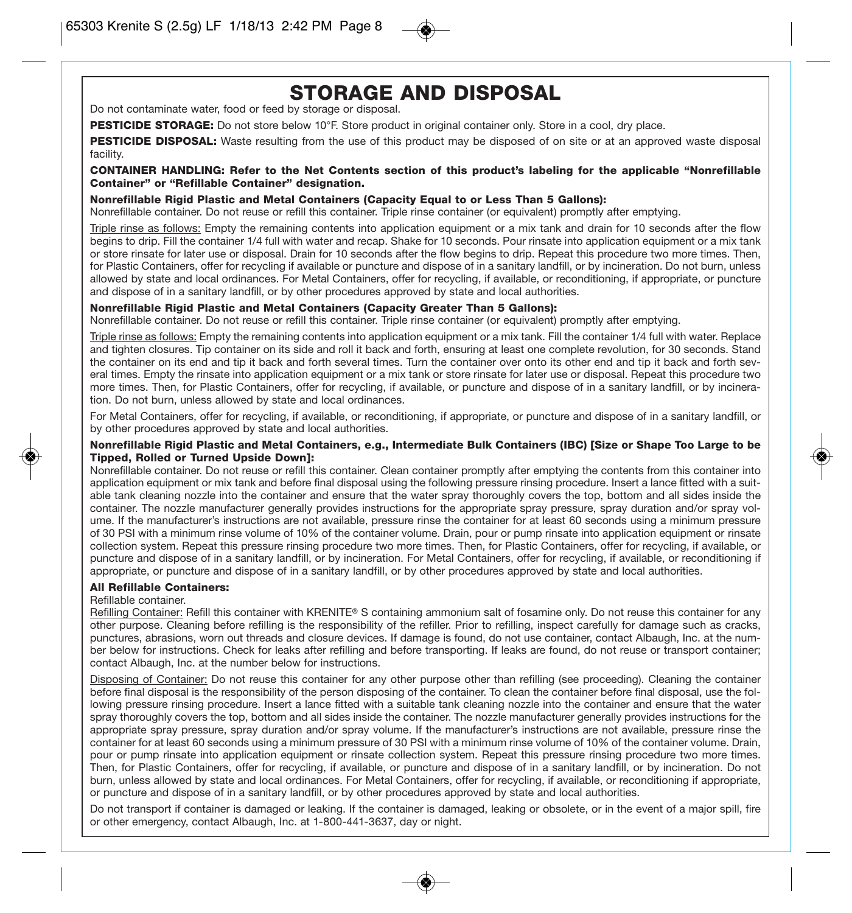# STORAGE AND DISPOSAL

Do not contaminate water, food or feed by storage or disposal.

**PESTICIDE STORAGE:** Do not store below 10°F. Store product in original container only. Store in a cool, dry place.

**PESTICIDE DISPOSAL:** Waste resulting from the use of this product may be disposed of on site or at an approved waste disposal facility.

**CONTAINER HANDLING: Refer to the Net Contents section of this product's labeling for the applicable "Nonrefillable Container" or "Refillable Container" designation.**

**Nonrefillable Rigid Plastic and Metal Containers (Capacity Equal to or Less Than 5 Gallons):**

Nonrefillable container. Do not reuse or refill this container. Triple rinse container (or equivalent) promptly after emptying.

Triple rinse as follows: Empty the remaining contents into application equipment or a mix tank and drain for 10 seconds after the flow begins to drip. Fill the container 1/4 full with water and recap. Shake for 10 seconds. Pour rinsate into application equipment or a mix tank or store rinsate for later use or disposal. Drain for 10 seconds after the flow begins to drip. Repeat this procedure two more times. Then, for Plastic Containers, offer for recycling if available or puncture and dispose of in a sanitary landfill, or by incineration. Do not burn, unless allowed by state and local ordinances. For Metal Containers, offer for recycling, if available, or reconditioning, if appropriate, or puncture and dispose of in a sanitary landfill, or by other procedures approved by state and local authorities.

**Nonrefillable Rigid Plastic and Metal Containers (Capacity Greater Than 5 Gallons):**

Nonrefillable container. Do not reuse or refill this container. Triple rinse container (or equivalent) promptly after emptying.

Triple rinse as follows: Empty the remaining contents into application equipment or a mix tank. Fill the container 1/4 full with water. Replace and tighten closures. Tip container on its side and roll it back and forth, ensuring at least one complete revolution, for 30 seconds. Stand the container on its end and tip it back and forth several times. Turn the container over onto its other end and tip it back and forth several times. Empty the rinsate into application equipment or a mix tank or store rinsate for later use or disposal. Repeat this procedure two more times. Then, for Plastic Containers, offer for recycling, if available, or puncture and dispose of in a sanitary landfill, or by incineration. Do not burn, unless allowed by state and local ordinances.

For Metal Containers, offer for recycling, if available, or reconditioning, if appropriate, or puncture and dispose of in a sanitary landfill, or by other procedures approved by state and local authorities.

**Nonrefillable Rigid Plastic and Metal Containers, e.g., Intermediate Bulk Containers (IBC) [Size or Shape Too Large to be Tipped, Rolled or Turned Upside Down]:**

Nonrefillable container. Do not reuse or refill this container. Clean container promptly after emptying the contents from this container into application equipment or mix tank and before final disposal using the following pressure rinsing procedure. Insert a lance fitted with a suitable tank cleaning nozzle into the container and ensure that the water spray thoroughly covers the top, bottom and all sides inside the container. The nozzle manufacturer generally provides instructions for the appropriate spray pressure, spray duration and/or spray volume. If the manufacturer's instructions are not available, pressure rinse the container for at least 60 seconds using a minimum pressure of 30 PSI with a minimum rinse volume of 10% of the container volume. Drain, pour or pump rinsate into application equipment or rinsate collection system. Repeat this pressure rinsing procedure two more times. Then, for Plastic Containers, offer for recycling, if available, or puncture and dispose of in a sanitary landfill, or by incineration. For Metal Containers, offer for recycling, if available, or reconditioning if appropriate, or puncture and dispose of in a sanitary landfill, or by other procedures approved by state and local authorities.

**All Refillable Containers:**

Refillable container.

Refilling Container: Refill this container with KRENITE® S containing ammonium salt of fosamine only. Do not reuse this container for any other purpose. Cleaning before refilling is the responsibility of the refiller. Prior to refilling, inspect carefully for damage such as cracks, punctures, abrasions, worn out threads and closure devices. If damage is found, do not use container, contact Albaugh, Inc. at the number below for instructions. Check for leaks after refilling and before transporting. If leaks are found, do not reuse or transport container; contact Albaugh, Inc. at the number below for instructions.

Disposing of Container: Do not reuse this container for any other purpose other than refilling (see proceeding). Cleaning the container before final disposal is the responsibility of the person disposing of the container. To clean the container before final disposal, use the following pressure rinsing procedure. Insert a lance fitted with a suitable tank cleaning nozzle into the container and ensure that the water spray thoroughly covers the top, bottom and all sides inside the container. The nozzle manufacturer generally provides instructions for the appropriate spray pressure, spray duration and/or spray volume. If the manufacturer's instructions are not available, pressure rinse the container for at least 60 seconds using a minimum pressure of 30 PSI with a minimum rinse volume of 10% of the container volume. Drain, pour or pump rinsate into application equipment or rinsate collection system. Repeat this pressure rinsing procedure two more times. Then, for Plastic Containers, offer for recycling, if available, or puncture and dispose of in a sanitary landfill, or by incineration. Do not burn, unless allowed by state and local ordinances. For Metal Containers, offer for recycling, if available, or reconditioning if appropriate, or puncture and dispose of in a sanitary landfill, or by other procedures approved by state and local authorities.

Do not transport if container is damaged or leaking. If the container is damaged, leaking or obsolete, or in the event of a major spill, fire or other emergency, contact Albaugh, Inc. at 1-800-441-3637, day or night.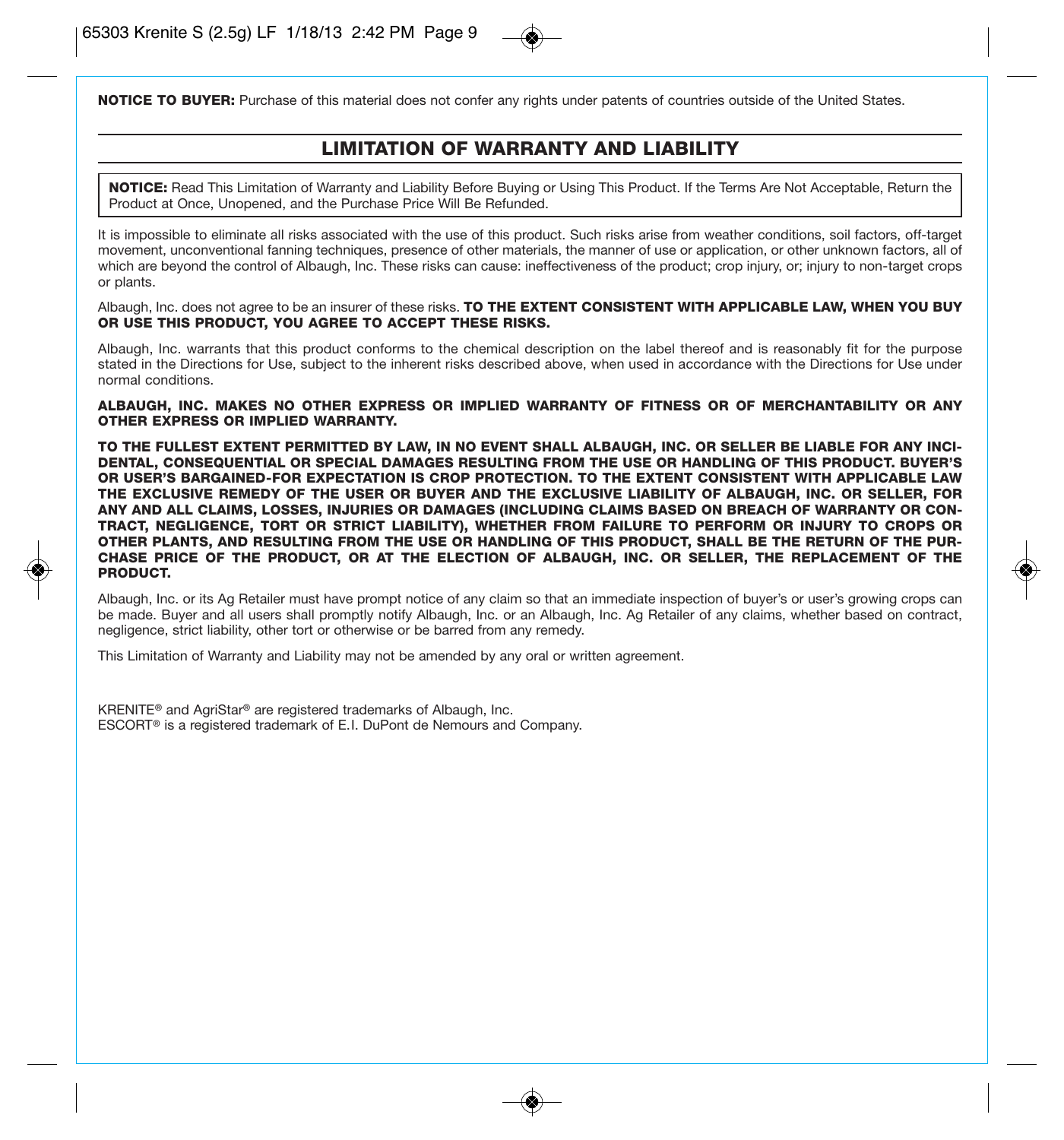**NOTICE TO BUYER:** Purchase of this material does not confer any rights under patents of countries outside of the United States.

## LIMITATION OF WARRANTY AND LIABILITY

**NOTICE:** Read This Limitation of Warranty and Liability Before Buying or Using This Product. If the Terms Are Not Acceptable, Return the Product at Once, Unopened, and the Purchase Price Will Be Refunded.

It is impossible to eliminate all risks associated with the use of this product. Such risks arise from weather conditions, soil factors, off-target movement, unconventional fanning techniques, presence of other materials, the manner of use or application, or other unknown factors, all of which are beyond the control of Albaugh, Inc. These risks can cause: ineffectiveness of the product; crop injury, or; injury to non-target crops or plants.

Albaugh, Inc. does not agree to be an insurer of these risks. **TO THE EXTENT CONSISTENT WITH APPLICABLE LAW, WHEN YOU BUY OR USE THIS PRODUCT, YOU AGREE TO ACCEPT THESE RISKS.**

Albaugh, Inc. warrants that this product conforms to the chemical description on the label thereof and is reasonably fit for the purpose stated in the Directions for Use, subject to the inherent risks described above, when used in accordance with the Directions for Use under normal conditions.

**ALBAUGH, INC. MAKES NO OTHER EXPRESS OR IMPLIED WARRANTY OF FITNESS OR OF MERCHANTABILITY OR ANY OTHER EXPRESS OR IMPLIED WARRANTY.**

**TO THE FULLEST EXTENT PERMITTED BY LAW, IN NO EVENT SHALL ALBAUGH, INC. OR SELLER BE LIABLE FOR ANY INCIDENTAL, CONSEQUENTIAL OR SPECIAL DAMAGES RESULTING FROM THE USE OR HANDLING OF THIS PRODUCT. BUYER'S OR USER'S BARGAINED-FOR EXPECTATION IS CROP PROTECTION. TO THE EXTENT CONSISTENT WITH APPLICABLE LAW THE EXCLUSIVE REMEDY OF THE USER OR BUYER AND THE EXCLUSIVE LIABILITY OF ALBAUGH, INC. OR SELLER, FOR ANY AND ALL CLAIMS, LOSSES, INJURIES OR DAMAGES (INCLUDING CLAIMS BASED ON BREACH OF WARRANTY OR CONTRACT, NEGLIGENCE, TORT OR STRICT LIABILITY), WHETHER FROM FAILURE TO PERFORM OR INJURY TO CROPS OR OTHER PLANTS, AND RESULTING FROM THE USE OR HANDLING OF THIS PRODUCT, SHALL BE THE RETURN OF THE PURCHASE PRICE OF THE PRODUCT, OR AT THE ELECTION OF ALBAUGH, INC. OR SELLER, THE REPLACEMENT OF THE PRODUCT.**

Albaugh, Inc. or its Ag Retailer must have prompt notice of any claim so that an immediate inspection of buyer's or user's growing crops can be made. Buyer and all users shall promptly notify Albaugh, Inc. or an Albaugh, Inc. Ag Retailer of any claims, whether based on contract, negligence, strict liability, other tort or otherwise or be barred from any remedy.

This Limitation of Warranty and Liability may not be amended by any oral or written agreement.

KRENITE® and AgriStar® are registered trademarks of Albaugh, Inc.
ESCORT® is a registered trademark of E.I. DuPont de Nemours and Company.